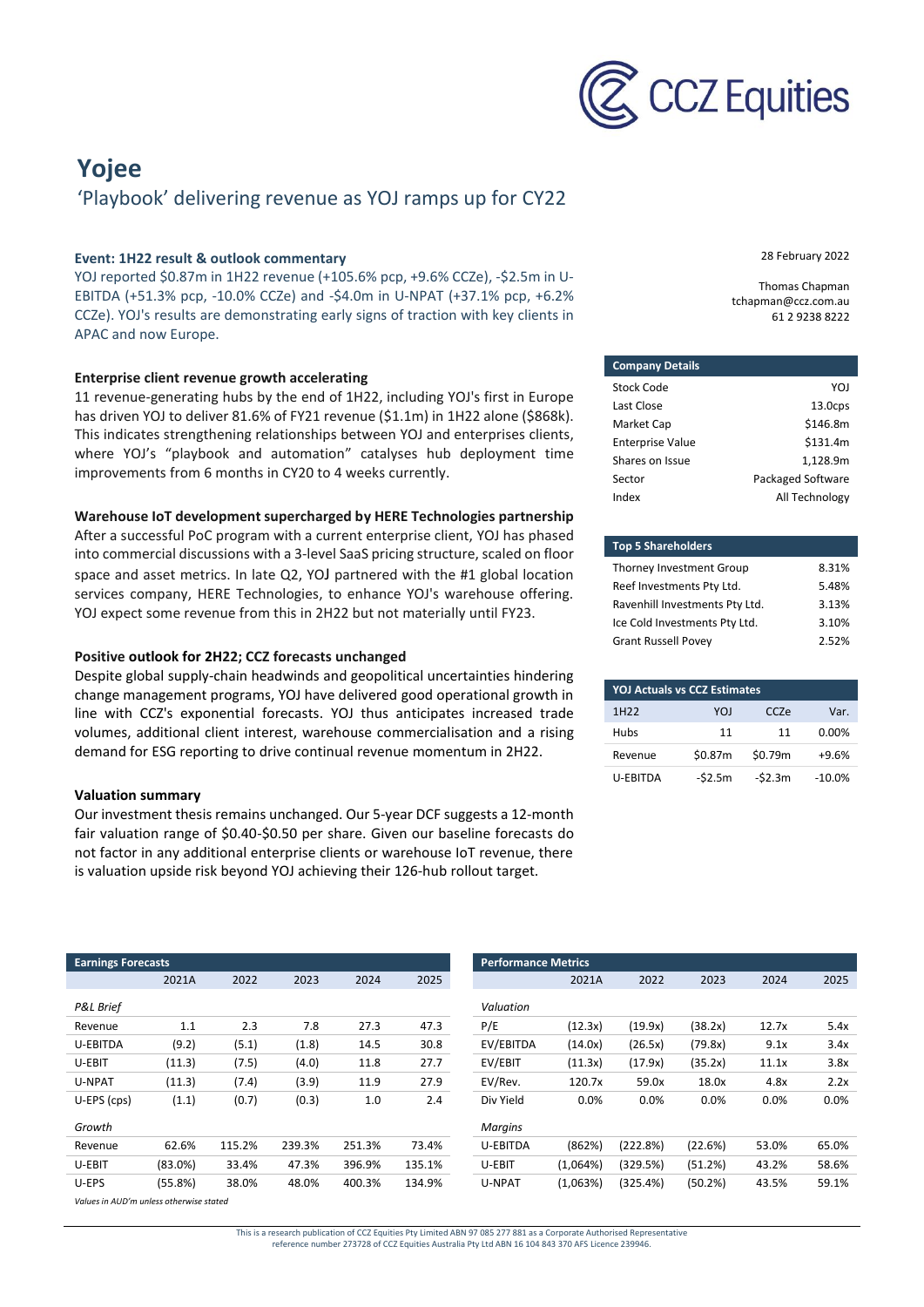# Yojee

## 'Playbook' delivering revenue as YOJ ramps up for CY22

28 February 2022

Thomas Chapman
tchapman@ccz.com.au
61 2 9238 8222

### Event: 1H22 result & outlook commentary

YOJ reported $0.87m in 1H22 revenue (+105.6% pcp, +9.6% CCZe), -$2.5m in U-EBITDA (+51.3% pcp, -10.0% CCZe) and -$4.0m in U-NPAT (+37.1% pcp, +6.2% CCZe). YOJ's results are demonstrating early signs of traction with key clients in APAC and now Europe.

### Enterprise client revenue growth accelerating

11 revenue-generating hubs by the end of 1H22, including YOJ's first in Europe has driven YOJ to deliver 81.6% of FY21 revenue ($1.1m) in 1H22 alone ($868k). This indicates strengthening relationships between YOJ and enterprises clients, where YOJ's "playbook and automation" catalyses hub deployment time improvements from 6 months in CY20 to 4 weeks currently.

### Warehouse IoT development supercharged by HERE Technologies partnership

After a successful PoC program with a current enterprise client, YOJ has phased into commercial discussions with a 3-level SaaS pricing structure, scaled on floor space and asset metrics. In late Q2, YOJ partnered with the #1 global location services company, HERE Technologies, to enhance YOJ's warehouse offering. YOJ expect some revenue from this in 2H22 but not materially until FY23.

### Positive outlook for 2H22; CCZ forecasts unchanged

Despite global supply-chain headwinds and geopolitical uncertainties hindering change management programs, YOJ have delivered good operational growth in line with CCZ's exponential forecasts. YOJ thus anticipates increased trade volumes, additional client interest, warehouse commercialisation and a rising demand for ESG reporting to drive continual revenue momentum in 2H22.

### Valuation summary

Our investment thesis remains unchanged. Our 5-year DCF suggests a 12-month fair valuation range of $0.40-$0.50 per share. Given our baseline forecasts do not factor in any additional enterprise clients or warehouse IoT revenue, there is valuation upside risk beyond YOJ achieving their 126-hub rollout target.

| Company Details | |
|---|---|
| Stock Code | YOJ |
| Last Close | 13.0cps |
| Market Cap | $146.8m |
| Enterprise Value | $131.4m |
| Shares on Issue | 1,128.9m |
| Sector | Packaged Software |
| Index | All Technology |

| Top 5 Shareholders | |
|---|---|
| Thorney Investment Group | 8.31% |
| Reef Investments Pty Ltd. | 5.48% |
| Ravenhill Investments Pty Ltd. | 3.13% |
| Ice Cold Investments Pty Ltd. | 3.10% |
| Grant Russell Povey | 2.52% |

| 1H22 | YOJ | CCZe | Var. |
|---|---|---|---|
| Hubs | 11 | 11 | 0.00% |
| Revenue | $0.87m | $0.79m | +9.6% |
| U-EBITDA | -$2.5m | -$2.3m | -10.0% |

*YOJ Actuals vs CCZ Estimates*

| Earnings Forecasts | 2021A | 2022 | 2023 | 2024 | 2025 |
|---|---|---|---|---|---|
| *P&L Brief* | | | | | |
| Revenue | 1.1 | 2.3 | 7.8 | 27.3 | 47.3 |
| U-EBITDA | (9.2) | (5.1) | (1.8) | 14.5 | 30.8 |
| U-EBIT | (11.3) | (7.5) | (4.0) | 11.8 | 27.7 |
| U-NPAT | (11.3) | (7.4) | (3.9) | 11.9 | 27.9 |
| U-EPS (cps) | (1.1) | (0.7) | (0.3) | 1.0 | 2.4 |
| *Growth* | | | | | |
| Revenue | 62.6% | 115.2% | 239.3% | 251.3% | 73.4% |
| U-EBIT | (83.0%) | 33.4% | 47.3% | 396.9% | 135.1% |
| U-EPS | (55.8%) | 38.0% | 48.0% | 400.3% | 134.9% |

*Values in AUD'm unless otherwise stated*

| Performance Metrics | 2021A | 2022 | 2023 | 2024 | 2025 |
|---|---|---|---|---|---|
| *Valuation* | | | | | |
| P/E | (12.3x) | (19.9x) | (38.2x) | 12.7x | 5.4x |
| EV/EBITDA | (14.0x) | (26.5x) | (79.8x) | 9.1x | 3.4x |
| EV/EBIT | (11.3x) | (17.9x) | (35.2x) | 11.1x | 3.8x |
| EV/Rev. | 120.7x | 59.0x | 18.0x | 4.8x | 2.2x |
| Div Yield | 0.0% | 0.0% | 0.0% | 0.0% | 0.0% |
| *Margins* | | | | | |
| U-EBITDA | (862%) | (222.8%) | (22.6%) | 53.0% | 65.0% |
| U-EBIT | (1,064%) | (329.5%) | (51.2%) | 43.2% | 58.6% |
| U-NPAT | (1,063%) | (325.4%) | (50.2%) | 43.5% | 59.1% |

This is a research publication of CCZ Equities Pty Limited ABN 97 085 277 881 as a Corporate Authorised Representative reference number 273728 of CCZ Equities Australia Pty Ltd ABN 16 104 843 370 AFS Licence 239946.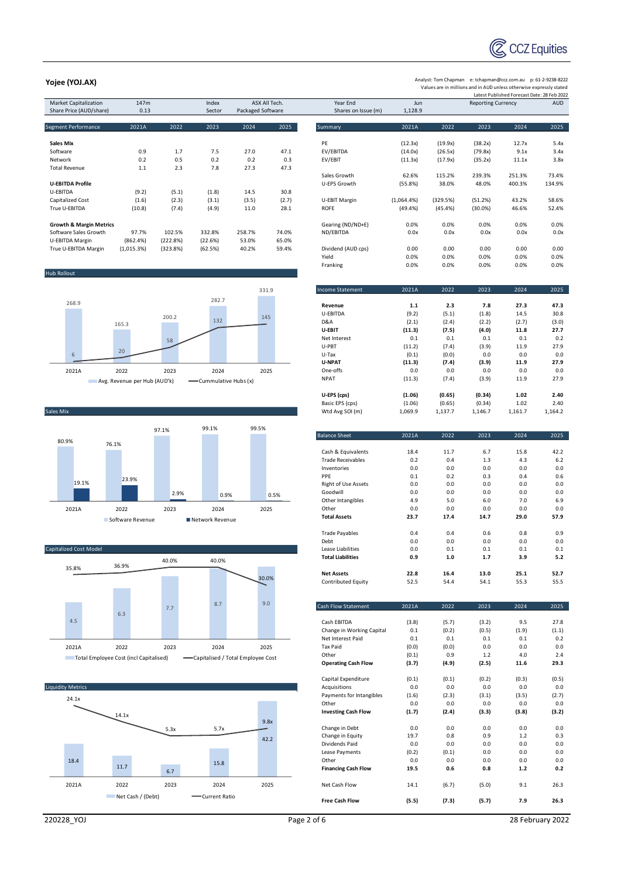## Yojee (YOJ.AX)

Analyst: Tom Chapman e: tchapman@ccz.com.au p: 61-2-9238-8222
Values are in millions and in AUD unless otherwise expressly stated
Latest Published Forecast Date: 28 Feb 2022

| Market Capitalization | 147m | Index | ASX All Tech. | Year End | Jun | Reporting Currency | AUD |
|---|---|---|---|---|---|---|---|
| Share Price (AUD/share) | 0.13 | Sector | Packaged Software | Shares on Issue (m) | 1,128.9 | | |

| Segment Performance | 2021A | 2022 | 2023 | 2024 | 2025 |
|---|---|---|---|---|---|
| **Sales Mix** | | | | | |
| Software | 0.9 | 1.7 | 7.5 | 27.0 | 47.1 |
| Network | 0.2 | 0.5 | 0.2 | 0.2 | 0.3 |
| Total Revenue | 1.1 | 2.3 | 7.8 | 27.3 | 47.3 |
| **U-EBITDA Profile** | | | | | |
| U-EBITDA | (9.2) | (5.1) | (1.8) | 14.5 | 30.8 |
| Capitalized Cost | (1.6) | (2.3) | (3.1) | (3.5) | (2.7) |
| True U-EBITDA | (10.8) | (7.4) | (4.9) | 11.0 | 28.1 |
| **Growth & Margin Metrics** | | | | | |
| Software Sales Growth | 97.7% | 102.5% | 332.8% | 258.7% | 74.0% |
| U-EBITDA Margin | (862.4%) | (222.8%) | (22.6%) | 53.0% | 65.0% |
| True U-EBITDA Margin | (1,015.3%) | (323.8%) | (62.5%) | 40.2% | 59.4% |

### Hub Rollout

| | 2021A | 2022 | 2023 | 2024 | 2025 |
|---|---|---|---|---|---|
| Avg. Revenue per Hub (AUD'k) | 268.9 | 165.3 | 200.2 | 282.7 | 331.9 |
| Cummulative Hubs (x) | 6 | 20 | 58 | 132 | 145 |

### Sales Mix

| | 2021A | 2022 | 2023 | 2024 | 2025 |
|---|---|---|---|---|---|
| Software Revenue | 80.9% | 76.1% | 97.1% | 99.1% | 99.5% |
| Network Revenue | 19.1% | 23.9% | 2.9% | 0.9% | 0.5% |

### Capitalized Cost Model

| | 2021A | 2022 | 2023 | 2024 | 2025 |
|---|---|---|---|---|---|
| Total Employee Cost (incl Capitalised) | 4.5 | 6.3 | 7.7 | 8.7 | 9.0 |
| Capitalised / Total Employee Cost | 35.8% | 36.9% | 40.0% | 40.0% | 30.0% |

### Liquidity Metrics

| | 2021A | 2022 | 2023 | 2024 | 2025 |
|---|---|---|---|---|---|
| Net Cash / (Debt) | 18.4 | 11.7 | 6.7 | 15.8 | 42.2 |
| Current Ratio | 24.1x | 14.1x | 5.3x | 5.7x | 9.8x |

| Summary | 2021A | 2022 | 2023 | 2024 | 2025 |
|---|---|---|---|---|---|
| PE | (12.3x) | (19.9x) | (38.2x) | 12.7x | 5.4x |
| EV/EBITDA | (14.0x) | (26.5x) | (79.8x) | 9.1x | 3.4x |
| EV/EBIT | (11.3x) | (17.9x) | (35.2x) | 11.1x | 3.8x |
| Sales Growth | 62.6% | 115.2% | 239.3% | 251.3% | 73.4% |
| U-EPS Growth | (55.8%) | 38.0% | 48.0% | 400.3% | 134.9% |
| U-EBIT Margin | (1,064.4%) | (329.5%) | (51.2%) | 43.2% | 58.6% |
| ROFE | (49.4%) | (45.4%) | (30.0%) | 46.6% | 52.4% |
| Gearing (ND/ND+E) | 0.0% | 0.0% | 0.0% | 0.0% | 0.0% |
| ND/EBITDA | 0.0x | 0.0x | 0.0x | 0.0x | 0.0x |
| Dividend (AUD cps) | 0.00 | 0.00 | 0.00 | 0.00 | 0.00 |
| Yield | 0.0% | 0.0% | 0.0% | 0.0% | 0.0% |
| Franking | 0.0% | 0.0% | 0.0% | 0.0% | 0.0% |

| Income Statement | 2021A | 2022 | 2023 | 2024 | 2025 |
|---|---|---|---|---|---|
| **Revenue** | **1.1** | **2.3** | **7.8** | **27.3** | **47.3** |
| U-EBITDA | (9.2) | (5.1) | (1.8) | 14.5 | 30.8 |
| D&A | (2.1) | (2.4) | (2.2) | (2.7) | (3.0) |
| **U-EBIT** | **(11.3)** | **(7.5)** | **(4.0)** | **11.8** | **27.7** |
| Net Interest | 0.1 | 0.1 | 0.1 | 0.1 | 0.2 |
| U-PBT | (11.2) | (7.4) | (3.9) | 11.9 | 27.9 |
| U-Tax | (0.1) | (0.0) | 0.0 | 0.0 | 0.0 |
| **U-NPAT** | **(11.3)** | **(7.4)** | **(3.9)** | **11.9** | **27.9** |
| One-offs | 0.0 | 0.0 | 0.0 | 0.0 | 0.0 |
| NPAT | (11.3) | (7.4) | (3.9) | 11.9 | 27.9 |
| **U-EPS (cps)** | **(1.06)** | **(0.65)** | **(0.34)** | **1.02** | **2.40** |
| Basic EPS (cps) | (1.06) | (0.65) | (0.34) | 1.02 | 2.40 |
| Wtd Avg SOI (m) | 1,069.9 | 1,137.7 | 1,146.7 | 1,161.7 | 1,164.2 |

| Balance Sheet | 2021A | 2022 | 2023 | 2024 | 2025 |
|---|---|---|---|---|---|
| Cash & Equivalents | 18.4 | 11.7 | 6.7 | 15.8 | 42.2 |
| Trade Receivables | 0.2 | 0.4 | 1.3 | 4.3 | 6.2 |
| Inventories | 0.0 | 0.0 | 0.0 | 0.0 | 0.0 |
| PPE | 0.1 | 0.2 | 0.3 | 0.4 | 0.6 |
| Right of Use Assets | 0.0 | 0.0 | 0.0 | 0.0 | 0.0 |
| Goodwill | 0.0 | 0.0 | 0.0 | 0.0 | 0.0 |
| Other Intangibles | 4.9 | 5.0 | 6.0 | 7.0 | 6.9 |
| Other | 0.0 | 0.0 | 0.0 | 0.0 | 0.0 |
| **Total Assets** | **23.7** | **17.4** | **14.7** | **29.0** | **57.9** |
| Trade Payables | 0.4 | 0.4 | 0.6 | 0.8 | 0.9 |
| Debt | 0.0 | 0.0 | 0.0 | 0.0 | 0.0 |
| Lease Liabilities | 0.0 | 0.1 | 0.1 | 0.1 | 0.1 |
| **Total Liabilities** | **0.9** | **1.0** | **1.7** | **3.9** | **5.2** |
| **Net Assets** | **22.8** | **16.4** | **13.0** | **25.1** | **52.7** |
| Contributed Equity | 52.5 | 54.4 | 54.1 | 55.3 | 55.5 |

| Cash Flow Statement | 2021A | 2022 | 2023 | 2024 | 2025 |
|---|---|---|---|---|---|
| Cash EBITDA | (3.8) | (5.7) | (3.2) | 9.5 | 27.8 |
| Change in Working Capital | 0.1 | (0.2) | (0.5) | (1.9) | (1.1) |
| Net Interest Paid | 0.1 | 0.1 | 0.1 | 0.1 | 0.2 |
| Tax Paid | (0.0) | (0.0) | 0.0 | 0.0 | 0.0 |
| Other | (0.1) | 0.9 | 1.2 | 4.0 | 2.4 |
| **Operating Cash Flow** | **(3.7)** | **(4.9)** | **(2.5)** | **11.6** | **29.3** |
| Capital Expenditure | (0.1) | (0.1) | (0.2) | (0.3) | (0.5) |
| Acquisitions | 0.0 | 0.0 | 0.0 | 0.0 | 0.0 |
| Payments for Intangibles | (1.6) | (2.3) | (3.1) | (3.5) | (2.7) |
| Other | 0.0 | 0.0 | 0.0 | 0.0 | 0.0 |
| **Investing Cash Flow** | **(1.7)** | **(2.4)** | **(3.3)** | **(3.8)** | **(3.2)** |
| Change in Debt | 0.0 | 0.0 | 0.0 | 0.0 | 0.0 |
| Change in Equity | 19.7 | 0.8 | 0.9 | 1.2 | 0.3 |
| Dividends Paid | 0.0 | 0.0 | 0.0 | 0.0 | 0.0 |
| Lease Payments | (0.2) | (0.1) | 0.0 | 0.0 | 0.0 |
| Other | 0.0 | 0.0 | 0.0 | 0.0 | 0.0 |
| **Financing Cash Flow** | **19.5** | **0.6** | **0.8** | **1.2** | **0.2** |
| Net Cash Flow | 14.1 | (6.7) | (5.0) | 9.1 | 26.3 |
| **Free Cash Flow** | **(5.5)** | **(7.3)** | **(5.7)** | **7.9** | **26.3** |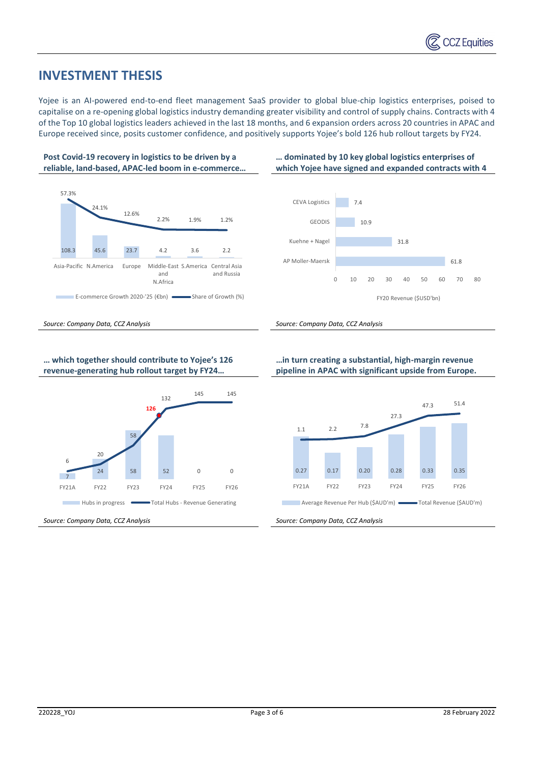## INVESTMENT THESIS

Yojee is an AI-powered end-to-end fleet management SaaS provider to global blue-chip logistics enterprises, poised to capitalise on a re-opening global logistics industry demanding greater visibility and control of supply chains. Contracts with 4 of the Top 10 global logistics leaders achieved in the last 18 months, and 6 expansion orders across 20 countries in APAC and Europe received since, posits customer confidence, and positively supports Yojee's bold 126 hub rollout targets by FY24.

**Post Covid-19 recovery in logistics to be driven by a reliable, land-based, APAC-led boom in e-commerce…**

| Region | E-commerce Growth 2020-'25 (€bn) | Share of Growth (%) |
|---|---|---|
| Asia-Pacific | 108.3 | 57.3% |
| N.America | 45.6 | 24.1% |
| Europe | 23.7 | 12.6% |
| Middle-East and N.Africa | 4.2 | 2.2% |
| S.America | 3.6 | 1.9% |
| Central Asia and Russia | 2.2 | 1.2% |

*Source: Company Data, CCZ Analysis*

**… dominated by 10 key global logistics enterprises of which Yojee have signed and expanded contracts with 4**

| Company | FY20 Revenue ($USD'bn) |
|---|---|
| CEVA Logistics | 7.4 |
| GEODIS | 10.9 |
| Kuehne + Nagel | 31.8 |
| AP Moller-Maersk | 61.8 |

*Source: Company Data, CCZ Analysis*

**… which together should contribute to Yojee's 126 revenue-generating hub rollout target by FY24…**

| | FY21A | FY22 | FY23 | FY24 | FY25 | FY26 |
|---|---|---|---|---|---|---|
| Hubs in progress | 7 | 24 | 58 | 52 | 0 | 0 |
| Total Hubs - Revenue Generating | 6 | 20 | 58 | 132 | 145 | 145 |

(Target highlighted: 126)

*Source: Company Data, CCZ Analysis*

**…in turn creating a substantial, high-margin revenue pipeline in APAC with significant upside from Europe.**

| | FY21A | FY22 | FY23 | FY24 | FY25 | FY26 |
|---|---|---|---|---|---|---|
| Average Revenue Per Hub ($AUD'm) | 0.27 | 0.17 | 0.20 | 0.28 | 0.33 | 0.35 |
| Total Revenue ($AUD'm) | 1.1 | 2.2 | 7.8 | 27.3 | 47.3 | 51.4 |

*Source: Company Data, CCZ Analysis*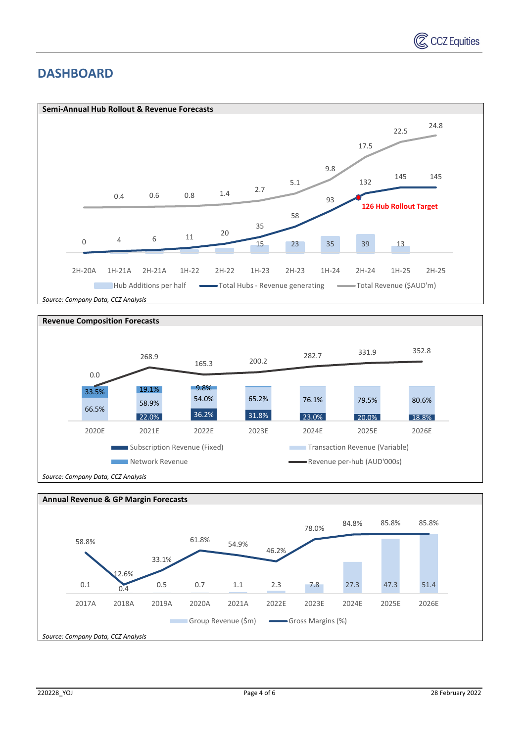## DASHBOARD

**Semi-Annual Hub Rollout & Revenue Forecasts**

| | 2H-20A | 1H-21A | 2H-21A | 1H-22 | 2H-22 | 1H-23 | 2H-23 | 1H-24 | 2H-24 | 1H-25 | 2H-25 |
|---|---|---|---|---|---|---|---|---|---|---|---|
| Hub Additions per half | | | | | | 15 | 23 | 35 | 39 | 13 | |
| Total Hubs - Revenue generating | 0 | 4 | 6 | 11 | 20 | 35 | 58 | 93 | 132 | 145 | 145 |
| Total Revenue ($AUD'm) | | 0.4 | 0.6 | 0.8 | 1.4 | 2.7 | 5.1 | 9.8 | 17.5 | 22.5 | 24.8 |

126 Hub Rollout Target

*Source: Company Data, CCZ Analysis*

**Revenue Composition Forecasts**

| | 2020E | 2021E | 2022E | 2023E | 2024E | 2025E | 2026E |
|---|---|---|---|---|---|---|---|
| Subscription Revenue (Fixed) | | 22.0% | 36.2% | 31.8% | 23.0% | 20.0% | 18.8% |
| Transaction Revenue (Variable) | 66.5% | 58.9% | 54.0% | 65.2% | 76.1% | 79.5% | 80.6% |
| Network Revenue | 33.5% | 19.1% | 9.8% | | | | |
| Revenue per-hub (AUD'000s) | 0.0 | 268.9 | 165.3 | 200.2 | 282.7 | 331.9 | 352.8 |

*Source: Company Data, CCZ Analysis*

**Annual Revenue & GP Margin Forecasts**

| | 2017A | 2018A | 2019A | 2020A | 2021A | 2022E | 2023E | 2024E | 2025E | 2026E |
|---|---|---|---|---|---|---|---|---|---|---|
| Group Revenue ($m) | 0.1 | 0.4 | 0.5 | 0.7 | 1.1 | 2.3 | 7.8 | 27.3 | 47.3 | 51.4 |
| Gross Margins (%) | 58.8% | 12.6% | 33.1% | 61.8% | 54.9% | 46.2% | 78.0% | 84.8% | 85.8% | 85.8% |

*Source: Company Data, CCZ Analysis*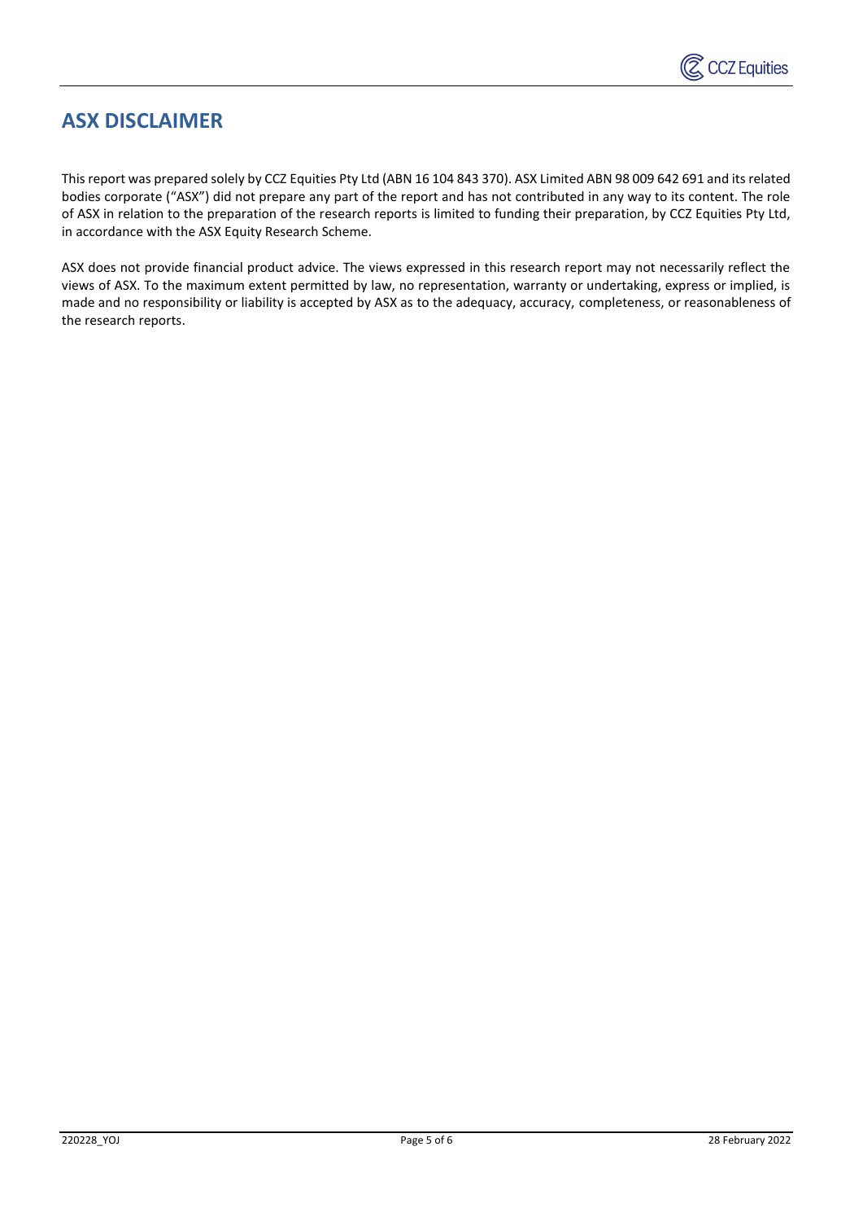## ASX DISCLAIMER

This report was prepared solely by CCZ Equities Pty Ltd (ABN 16 104 843 370). ASX Limited ABN 98 009 642 691 and its related bodies corporate ("ASX") did not prepare any part of the report and has not contributed in any way to its content. The role of ASX in relation to the preparation of the research reports is limited to funding their preparation, by CCZ Equities Pty Ltd, in accordance with the ASX Equity Research Scheme.

ASX does not provide financial product advice. The views expressed in this research report may not necessarily reflect the views of ASX. To the maximum extent permitted by law, no representation, warranty or undertaking, express or implied, is made and no responsibility or liability is accepted by ASX as to the adequacy, accuracy, completeness, or reasonableness of the research reports.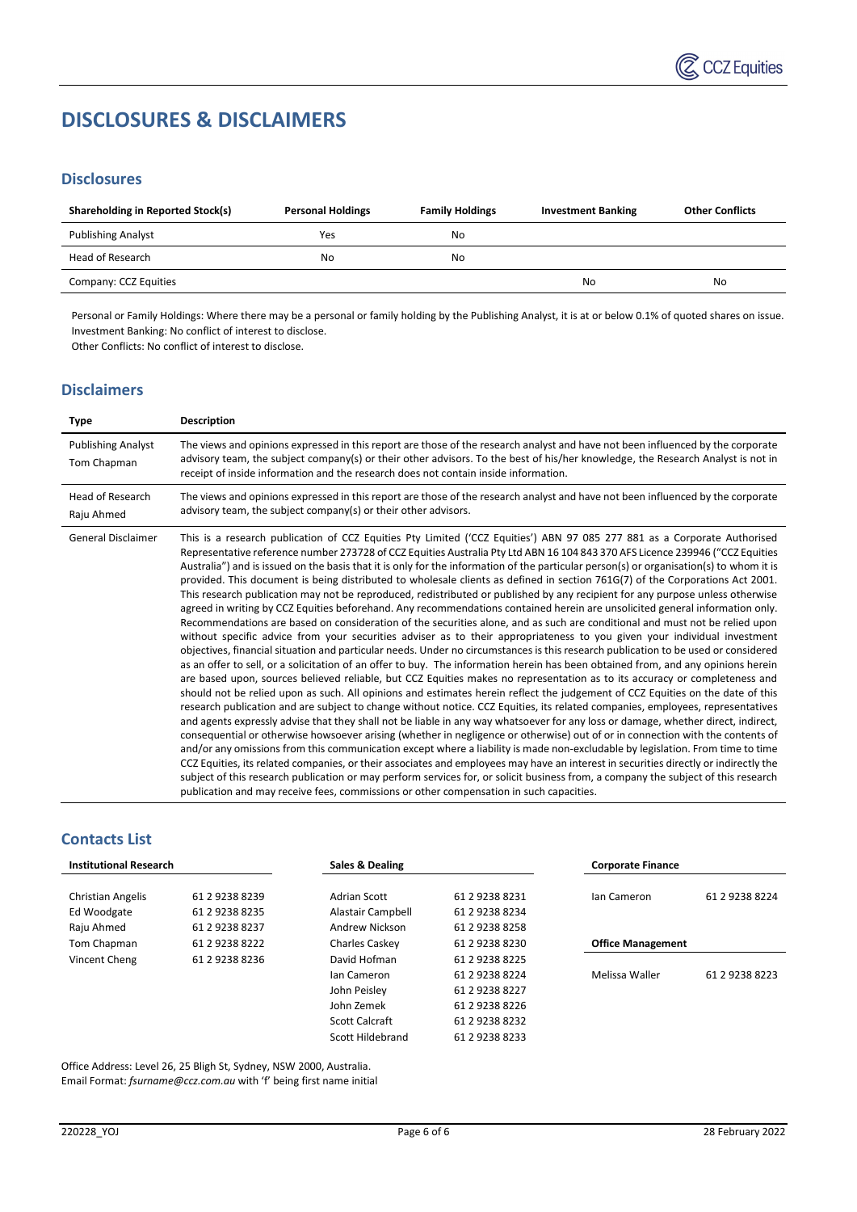# DISCLOSURES & DISCLAIMERS

## Disclosures

| Shareholding in Reported Stock(s) | Personal Holdings | Family Holdings | Investment Banking | Other Conflicts |
|---|---|---|---|---|
| Publishing Analyst | Yes | No | | |
| Head of Research | No | No | | |
| Company: CCZ Equities | | | No | No |

Personal or Family Holdings: Where there may be a personal or family holding by the Publishing Analyst, it is at or below 0.1% of quoted shares on issue.
Investment Banking: No conflict of interest to disclose.
Other Conflicts: No conflict of interest to disclose.

## Disclaimers

| Type | Description |
|---|---|
| Publishing Analyst Tom Chapman | The views and opinions expressed in this report are those of the research analyst and have not been influenced by the corporate advisory team, the subject company(s) or their other advisors. To the best of his/her knowledge, the Research Analyst is not in receipt of inside information and the research does not contain inside information. |
| Head of Research Raju Ahmed | The views and opinions expressed in this report are those of the research analyst and have not been influenced by the corporate advisory team, the subject company(s) or their other advisors. |
| General Disclaimer | This is a research publication of CCZ Equities Pty Limited ('CCZ Equities') ABN 97 085 277 881 as a Corporate Authorised Representative reference number 273728 of CCZ Equities Australia Pty Ltd ABN 16 104 843 370 AFS Licence 239946 ("CCZ Equities Australia") and is issued on the basis that it is only for the information of the particular person(s) or organisation(s) to whom it is provided. This document is being distributed to wholesale clients as defined in section 761G(7) of the Corporations Act 2001. This research publication may not be reproduced, redistributed or published by any recipient for any purpose unless otherwise agreed in writing by CCZ Equities beforehand. Any recommendations contained herein are unsolicited general information only. Recommendations are based on consideration of the securities alone, and as such are conditional and must not be relied upon without specific advice from your securities adviser as to their appropriateness to you given your individual investment objectives, financial situation and particular needs. Under no circumstances is this research publication to be used or considered as an offer to sell, or a solicitation of an offer to buy. The information herein has been obtained from, and any opinions herein are based upon, sources believed reliable, but CCZ Equities makes no representation as to its accuracy or completeness and should not be relied upon as such. All opinions and estimates herein reflect the judgement of CCZ Equities on the date of this research publication and are subject to change without notice. CCZ Equities, its related companies, employees, representatives and agents expressly advise that they shall not be liable in any way whatsoever for any loss or damage, whether direct, indirect, consequential or otherwise howsoever arising (whether in negligence or otherwise) out of or in connection with the contents of and/or any omissions from this communication except where a liability is made non-excludable by legislation. From time to time CCZ Equities, its related companies, or their associates and employees may have an interest in securities directly or indirectly the subject of this research publication or may perform services for, or solicit business from, a company the subject of this research publication and may receive fees, commissions or other compensation in such capacities. |

## Contacts List

| Institutional Research | |
|---|---|
| Christian Angelis | 61 2 9238 8239 |
| Ed Woodgate | 61 2 9238 8235 |
| Raju Ahmed | 61 2 9238 8237 |
| Tom Chapman | 61 2 9238 8222 |
| Vincent Cheng | 61 2 9238 8236 |

| Sales & Dealing | |
|---|---|
| Adrian Scott | 61 2 9238 8231 |
| Alastair Campbell | 61 2 9238 8234 |
| Andrew Nickson | 61 2 9238 8258 |
| Charles Caskey | 61 2 9238 8230 |
| David Hofman | 61 2 9238 8225 |
| Ian Cameron | 61 2 9238 8224 |
| John Peisley | 61 2 9238 8227 |
| John Zemek | 61 2 9238 8226 |
| Scott Calcraft | 61 2 9238 8232 |
| Scott Hildebrand | 61 2 9238 8233 |

| Corporate Finance | |
|---|---|
| Ian Cameron | 61 2 9238 8224 |

| Office Management | |
|---|---|
| Melissa Waller | 61 2 9238 8223 |

Office Address: Level 26, 25 Bligh St, Sydney, NSW 2000, Australia.
Email Format: *fsurname@ccz.com.au* with 'f' being first name initial